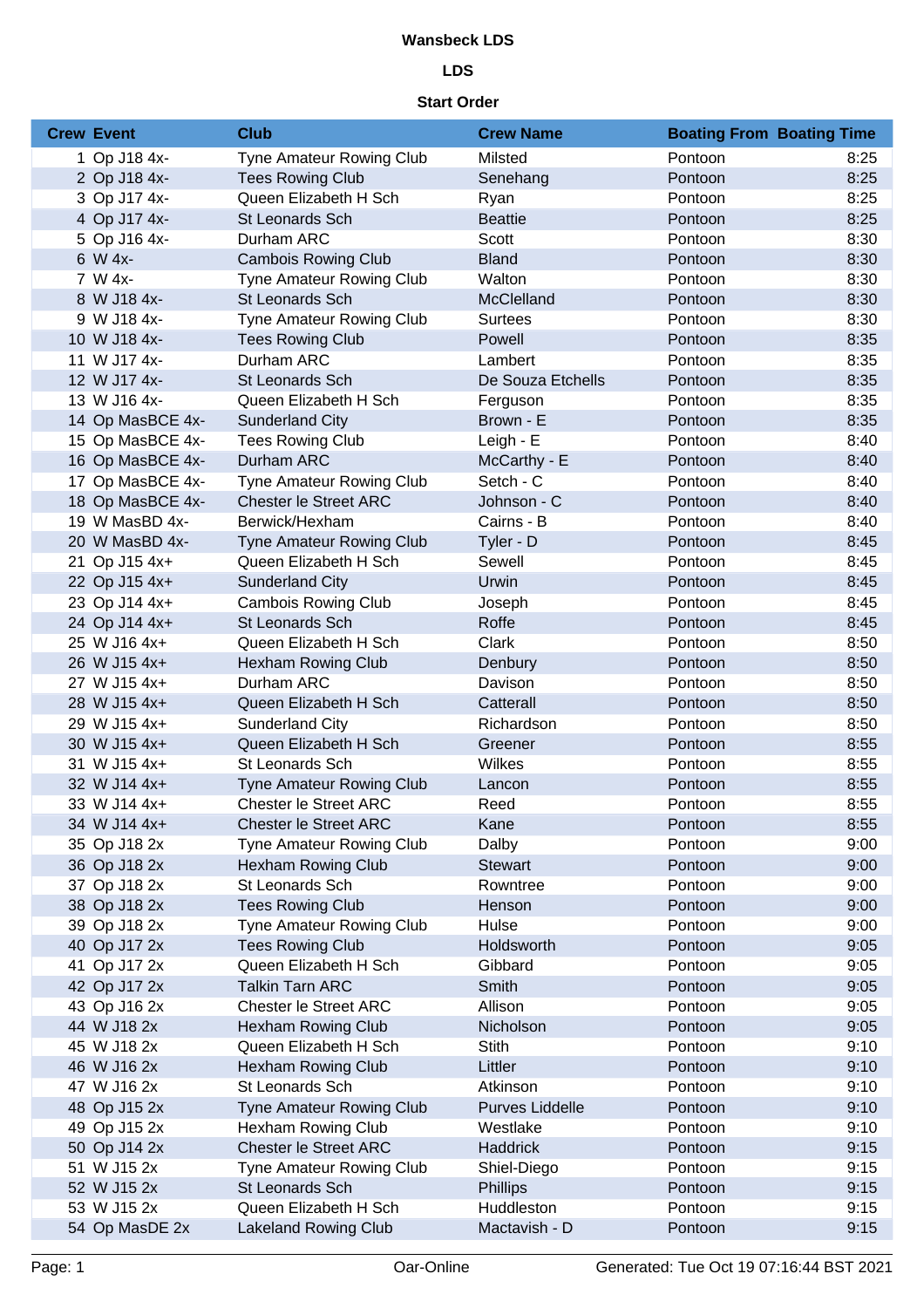# Wansbeck LDS

## LDS

### Start Order

| Crew | Event | Club | Crew Name | Boating From | Boating Time |
|---|---|---|---|---|---|
| 1 | Op J18 4x- | Tyne Amateur Rowing Club | Milsted | Pontoon | 8:25 |
| 2 | Op J18 4x- | Tees Rowing Club | Senehang | Pontoon | 8:25 |
| 3 | Op J17 4x- | Queen Elizabeth H Sch | Ryan | Pontoon | 8:25 |
| 4 | Op J17 4x- | St Leonards Sch | Beattie | Pontoon | 8:25 |
| 5 | Op J16 4x- | Durham ARC | Scott | Pontoon | 8:30 |
| 6 | W 4x- | Cambois Rowing Club | Bland | Pontoon | 8:30 |
| 7 | W 4x- | Tyne Amateur Rowing Club | Walton | Pontoon | 8:30 |
| 8 | W J18 4x- | St Leonards Sch | McClelland | Pontoon | 8:30 |
| 9 | W J18 4x- | Tyne Amateur Rowing Club | Surtees | Pontoon | 8:30 |
| 10 | W J18 4x- | Tees Rowing Club | Powell | Pontoon | 8:35 |
| 11 | W J17 4x- | Durham ARC | Lambert | Pontoon | 8:35 |
| 12 | W J17 4x- | St Leonards Sch | De Souza Etchells | Pontoon | 8:35 |
| 13 | W J16 4x- | Queen Elizabeth H Sch | Ferguson | Pontoon | 8:35 |
| 14 | Op MasBCE 4x- | Sunderland City | Brown - E | Pontoon | 8:35 |
| 15 | Op MasBCE 4x- | Tees Rowing Club | Leigh - E | Pontoon | 8:40 |
| 16 | Op MasBCE 4x- | Durham ARC | McCarthy - E | Pontoon | 8:40 |
| 17 | Op MasBCE 4x- | Tyne Amateur Rowing Club | Setch - C | Pontoon | 8:40 |
| 18 | Op MasBCE 4x- | Chester le Street ARC | Johnson - C | Pontoon | 8:40 |
| 19 | W MasBD 4x- | Berwick/Hexham | Cairns - B | Pontoon | 8:40 |
| 20 | W MasBD 4x- | Tyne Amateur Rowing Club | Tyler - D | Pontoon | 8:45 |
| 21 | Op J15 4x+ | Queen Elizabeth H Sch | Sewell | Pontoon | 8:45 |
| 22 | Op J15 4x+ | Sunderland City | Urwin | Pontoon | 8:45 |
| 23 | Op J14 4x+ | Cambois Rowing Club | Joseph | Pontoon | 8:45 |
| 24 | Op J14 4x+ | St Leonards Sch | Roffe | Pontoon | 8:45 |
| 25 | W J16 4x+ | Queen Elizabeth H Sch | Clark | Pontoon | 8:50 |
| 26 | W J15 4x+ | Hexham Rowing Club | Denbury | Pontoon | 8:50 |
| 27 | W J15 4x+ | Durham ARC | Davison | Pontoon | 8:50 |
| 28 | W J15 4x+ | Queen Elizabeth H Sch | Catterall | Pontoon | 8:50 |
| 29 | W J15 4x+ | Sunderland City | Richardson | Pontoon | 8:50 |
| 30 | W J15 4x+ | Queen Elizabeth H Sch | Greener | Pontoon | 8:55 |
| 31 | W J15 4x+ | St Leonards Sch | Wilkes | Pontoon | 8:55 |
| 32 | W J14 4x+ | Tyne Amateur Rowing Club | Lancon | Pontoon | 8:55 |
| 33 | W J14 4x+ | Chester le Street ARC | Reed | Pontoon | 8:55 |
| 34 | W J14 4x+ | Chester le Street ARC | Kane | Pontoon | 8:55 |
| 35 | Op J18 2x | Tyne Amateur Rowing Club | Dalby | Pontoon | 9:00 |
| 36 | Op J18 2x | Hexham Rowing Club | Stewart | Pontoon | 9:00 |
| 37 | Op J18 2x | St Leonards Sch | Rowntree | Pontoon | 9:00 |
| 38 | Op J18 2x | Tees Rowing Club | Henson | Pontoon | 9:00 |
| 39 | Op J18 2x | Tyne Amateur Rowing Club | Hulse | Pontoon | 9:00 |
| 40 | Op J17 2x | Tees Rowing Club | Holdsworth | Pontoon | 9:05 |
| 41 | Op J17 2x | Queen Elizabeth H Sch | Gibbard | Pontoon | 9:05 |
| 42 | Op J17 2x | Talkin Tarn ARC | Smith | Pontoon | 9:05 |
| 43 | Op J16 2x | Chester le Street ARC | Allison | Pontoon | 9:05 |
| 44 | W J18 2x | Hexham Rowing Club | Nicholson | Pontoon | 9:05 |
| 45 | W J18 2x | Queen Elizabeth H Sch | Stith | Pontoon | 9:10 |
| 46 | W J16 2x | Hexham Rowing Club | Littler | Pontoon | 9:10 |
| 47 | W J16 2x | St Leonards Sch | Atkinson | Pontoon | 9:10 |
| 48 | Op J15 2x | Tyne Amateur Rowing Club | Purves Liddelle | Pontoon | 9:10 |
| 49 | Op J15 2x | Hexham Rowing Club | Westlake | Pontoon | 9:10 |
| 50 | Op J14 2x | Chester le Street ARC | Haddrick | Pontoon | 9:15 |
| 51 | W J15 2x | Tyne Amateur Rowing Club | Shiel-Diego | Pontoon | 9:15 |
| 52 | W J15 2x | St Leonards Sch | Phillips | Pontoon | 9:15 |
| 53 | W J15 2x | Queen Elizabeth H Sch | Huddleston | Pontoon | 9:15 |
| 54 | Op MasDE 2x | Lakeland Rowing Club | Mactavish - D | Pontoon | 9:15 |

Oar-Online

Generated: Tue Oct 19 07:16:44 BST 2021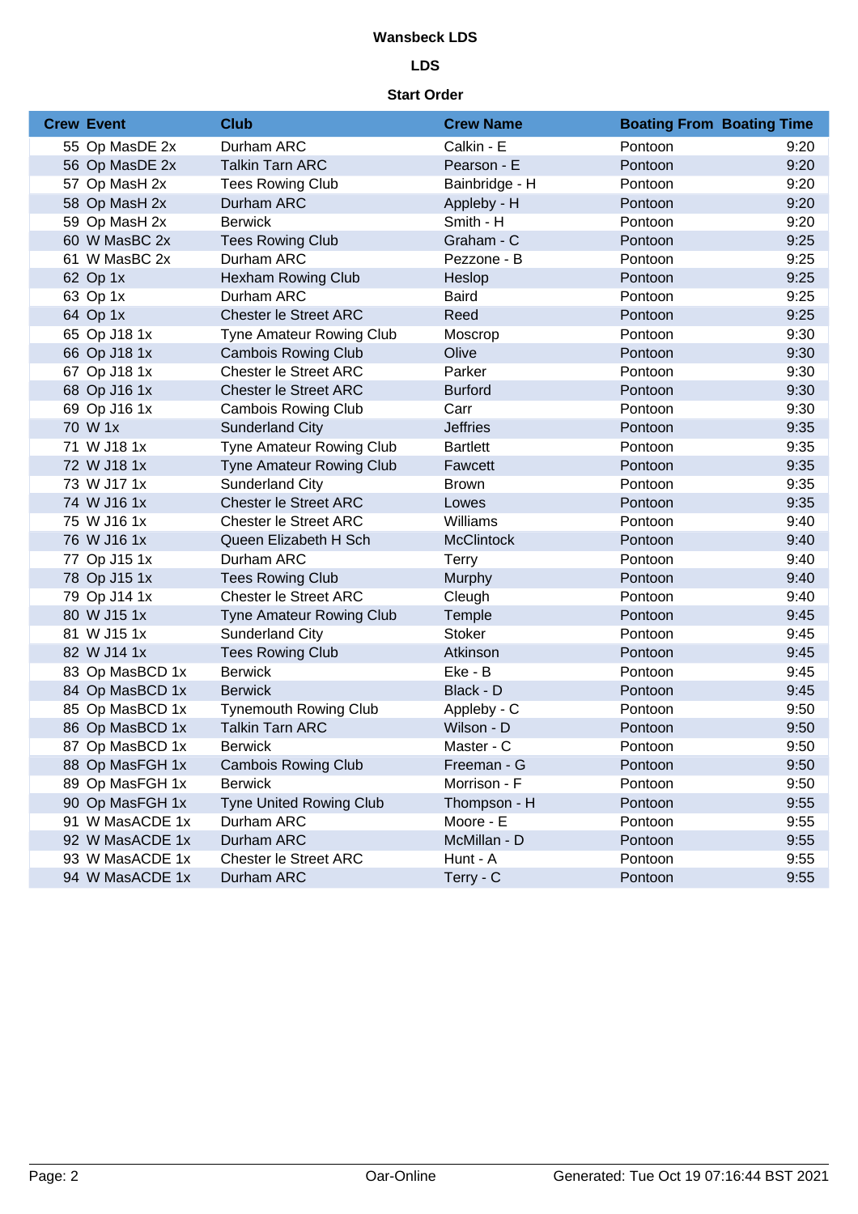**Wansbeck LDS**

**LDS**

**Start Order**

| Crew | Event | Club | Crew Name | Boating From | Boating Time |
|---|---|---|---|---|---|
| 55 | Op MasDE 2x | Durham ARC | Calkin - E | Pontoon | 9:20 |
| 56 | Op MasDE 2x | Talkin Tarn ARC | Pearson - E | Pontoon | 9:20 |
| 57 | Op MasH 2x | Tees Rowing Club | Bainbridge - H | Pontoon | 9:20 |
| 58 | Op MasH 2x | Durham ARC | Appleby - H | Pontoon | 9:20 |
| 59 | Op MasH 2x | Berwick | Smith - H | Pontoon | 9:20 |
| 60 | W MasBC 2x | Tees Rowing Club | Graham - C | Pontoon | 9:25 |
| 61 | W MasBC 2x | Durham ARC | Pezzone - B | Pontoon | 9:25 |
| 62 | Op 1x | Hexham Rowing Club | Heslop | Pontoon | 9:25 |
| 63 | Op 1x | Durham ARC | Baird | Pontoon | 9:25 |
| 64 | Op 1x | Chester le Street ARC | Reed | Pontoon | 9:25 |
| 65 | Op J18 1x | Tyne Amateur Rowing Club | Moscrop | Pontoon | 9:30 |
| 66 | Op J18 1x | Cambois Rowing Club | Olive | Pontoon | 9:30 |
| 67 | Op J18 1x | Chester le Street ARC | Parker | Pontoon | 9:30 |
| 68 | Op J16 1x | Chester le Street ARC | Burford | Pontoon | 9:30 |
| 69 | Op J16 1x | Cambois Rowing Club | Carr | Pontoon | 9:30 |
| 70 | W 1x | Sunderland City | Jeffries | Pontoon | 9:35 |
| 71 | W J18 1x | Tyne Amateur Rowing Club | Bartlett | Pontoon | 9:35 |
| 72 | W J18 1x | Tyne Amateur Rowing Club | Fawcett | Pontoon | 9:35 |
| 73 | W J17 1x | Sunderland City | Brown | Pontoon | 9:35 |
| 74 | W J16 1x | Chester le Street ARC | Lowes | Pontoon | 9:35 |
| 75 | W J16 1x | Chester le Street ARC | Williams | Pontoon | 9:40 |
| 76 | W J16 1x | Queen Elizabeth H Sch | McClintock | Pontoon | 9:40 |
| 77 | Op J15 1x | Durham ARC | Terry | Pontoon | 9:40 |
| 78 | Op J15 1x | Tees Rowing Club | Murphy | Pontoon | 9:40 |
| 79 | Op J14 1x | Chester le Street ARC | Cleugh | Pontoon | 9:40 |
| 80 | W J15 1x | Tyne Amateur Rowing Club | Temple | Pontoon | 9:45 |
| 81 | W J15 1x | Sunderland City | Stoker | Pontoon | 9:45 |
| 82 | W J14 1x | Tees Rowing Club | Atkinson | Pontoon | 9:45 |
| 83 | Op MasBCD 1x | Berwick | Eke - B | Pontoon | 9:45 |
| 84 | Op MasBCD 1x | Berwick | Black - D | Pontoon | 9:45 |
| 85 | Op MasBCD 1x | Tynemouth Rowing Club | Appleby - C | Pontoon | 9:50 |
| 86 | Op MasBCD 1x | Talkin Tarn ARC | Wilson - D | Pontoon | 9:50 |
| 87 | Op MasBCD 1x | Berwick | Master - C | Pontoon | 9:50 |
| 88 | Op MasFGH 1x | Cambois Rowing Club | Freeman - G | Pontoon | 9:50 |
| 89 | Op MasFGH 1x | Berwick | Morrison - F | Pontoon | 9:50 |
| 90 | Op MasFGH 1x | Tyne United Rowing Club | Thompson - H | Pontoon | 9:55 |
| 91 | W MasACDE 1x | Durham ARC | Moore - E | Pontoon | 9:55 |
| 92 | W MasACDE 1x | Durham ARC | McMillan - D | Pontoon | 9:55 |
| 93 | W MasACDE 1x | Chester le Street ARC | Hunt - A | Pontoon | 9:55 |
| 94 | W MasACDE 1x | Durham ARC | Terry - C | Pontoon | 9:55 |

Oar-Online

Generated: Tue Oct 19 07:16:44 BST 2021